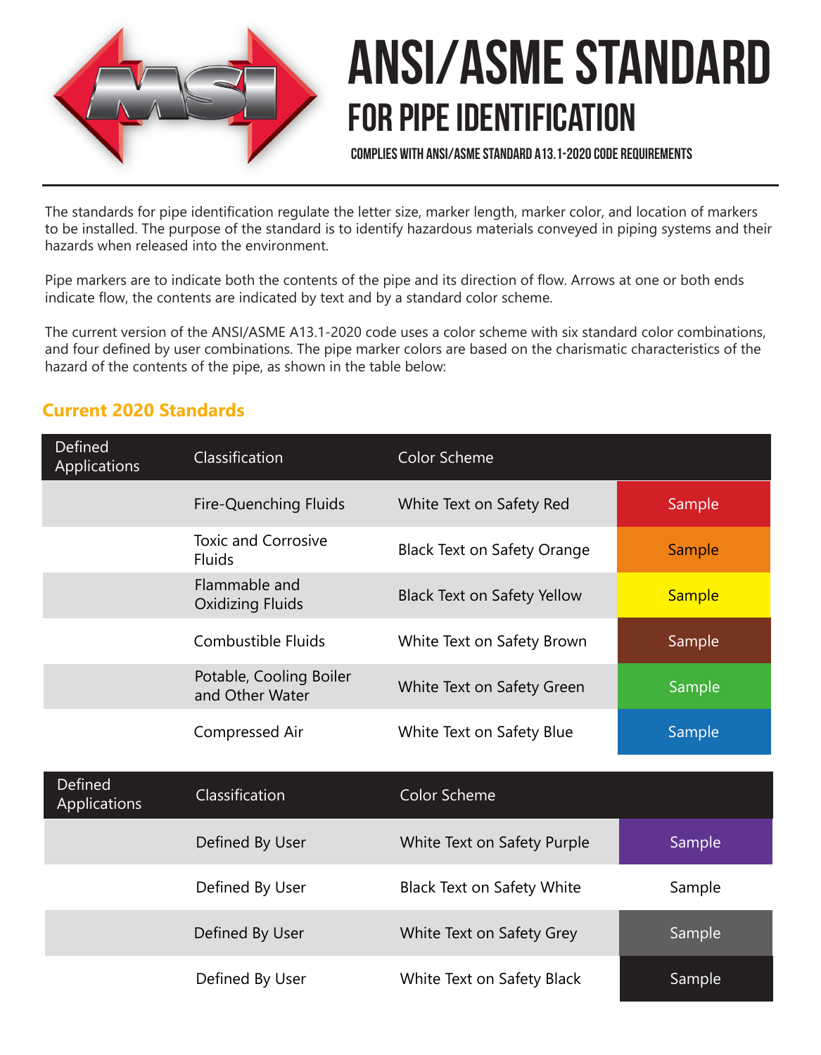# ANSI/ASME STANDARD

## FOR PIPE IDENTIFICATION

**COMPLIES WITH ANSI/ASME STANDARD A13.1-2020 CODE REQUIREMENTS**

The standards for pipe identification regulate the letter size, marker length, marker color, and location of markers to be installed. The purpose of the standard is to identify hazardous materials conveyed in piping systems and their hazards when released into the environment.

Pipe markers are to indicate both the contents of the pipe and its direction of flow. Arrows at one or both ends indicate flow, the contents are indicated by text and by a standard color scheme.

The current version of the ANSI/ASME A13.1-2020 code uses a color scheme with six standard color combinations, and four defined by user combinations. The pipe marker colors are based on the charismatic characteristics of the hazard of the contents of the pipe, as shown in the table below:

### Current 2020 Standards

| Defined Applications | Classification | Color Scheme | |
|---|---|---|---|
| | Fire-Quenching Fluids | White Text on Safety Red | Sample |
| | Toxic and Corrosive Fluids | Black Text on Safety Orange | Sample |
| | Flammable and Oxidizing Fluids | Black Text on Safety Yellow | Sample |
| | Combustible Fluids | White Text on Safety Brown | Sample |
| | Potable, Cooling Boiler and Other Water | White Text on Safety Green | Sample |
| | Compressed Air | White Text on Safety Blue | Sample |

| Defined Applications | Classification | Color Scheme | |
|---|---|---|---|
| | Defined By User | White Text on Safety Purple | Sample |
| | Defined By User | Black Text on Safety White | Sample |
| | Defined By User | White Text on Safety Grey | Sample |
| | Defined By User | White Text on Safety Black | Sample |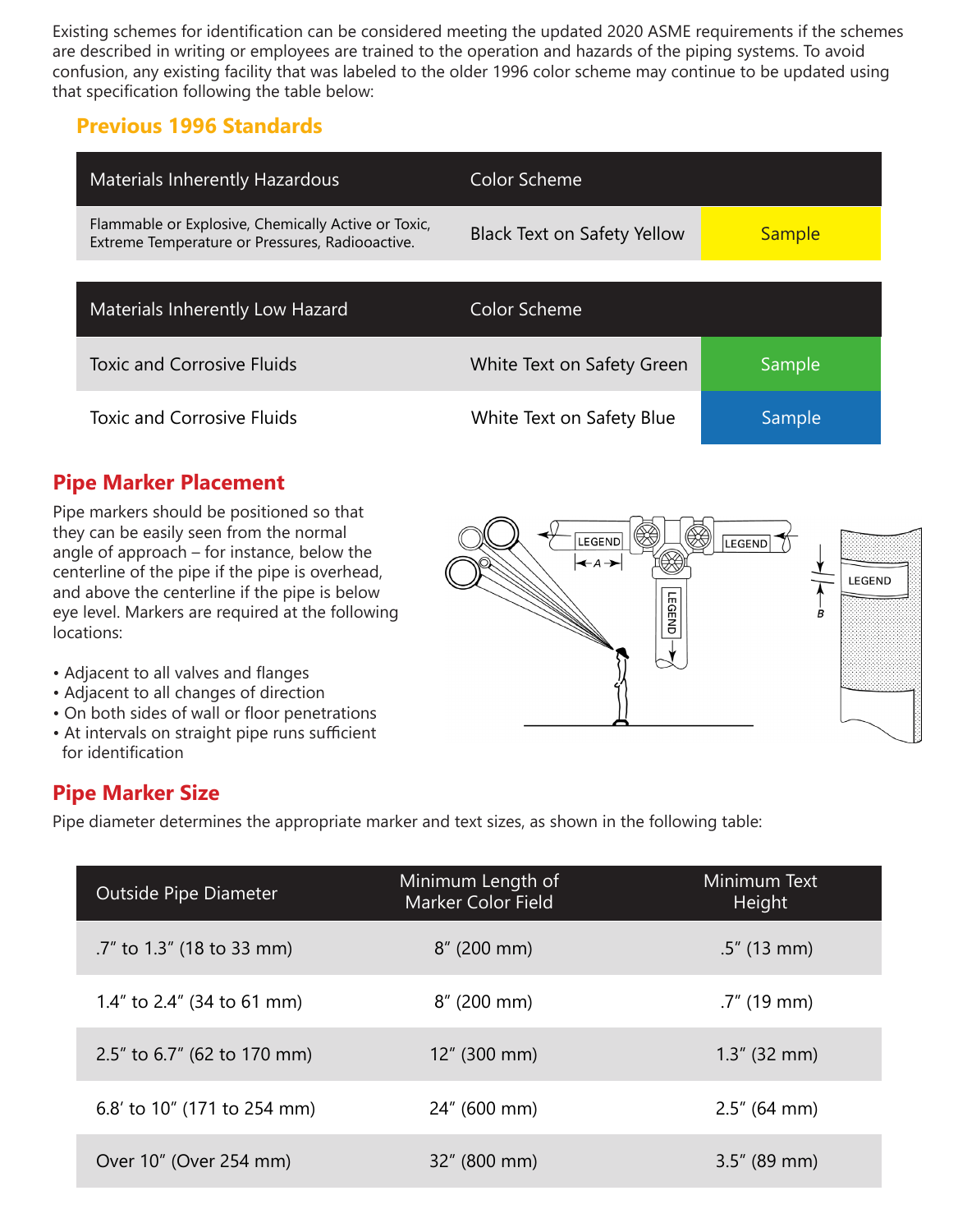Existing schemes for identification can be considered meeting the updated 2020 ASME requirements if the schemes are described in writing or employees are trained to the operation and hazards of the piping systems. To avoid confusion, any existing facility that was labeled to the older 1996 color scheme may continue to be updated using that specification following the table below:

## Previous 1996 Standards

| Materials Inherently Hazardous | Color Scheme | |
|---|---|---|
| Flammable or Explosive, Chemically Active or Toxic, Extreme Temperature or Pressures, Radiooactive. | Black Text on Safety Yellow | Sample |

| Materials Inherently Low Hazard | Color Scheme | |
|---|---|---|
| Toxic and Corrosive Fluids | White Text on Safety Green | Sample |
| Toxic and Corrosive Fluids | White Text on Safety Blue | Sample |

## Pipe Marker Placement

Pipe markers should be positioned so that they can be easily seen from the normal angle of approach – for instance, below the centerline of the pipe if the pipe is overhead, and above the centerline if the pipe is below eye level. Markers are required at the following locations:

- Adjacent to all valves and flanges
- Adjacent to all changes of direction
- On both sides of wall or floor penetrations
- At intervals on straight pipe runs sufficient for identification

## Pipe Marker Size

Pipe diameter determines the appropriate marker and text sizes, as shown in the following table:

| Outside Pipe Diameter | Minimum Length of Marker Color Field | Minimum Text Height |
|---|---|---|
| .7" to 1.3" (18 to 33 mm) | 8" (200 mm) | .5" (13 mm) |
| 1.4" to 2.4" (34 to 61 mm) | 8" (200 mm) | .7" (19 mm) |
| 2.5" to 6.7" (62 to 170 mm) | 12" (300 mm) | 1.3" (32 mm) |
| 6.8' to 10" (171 to 254 mm) | 24" (600 mm) | 2.5" (64 mm) |
| Over 10" (Over 254 mm) | 32" (800 mm) | 3.5" (89 mm) |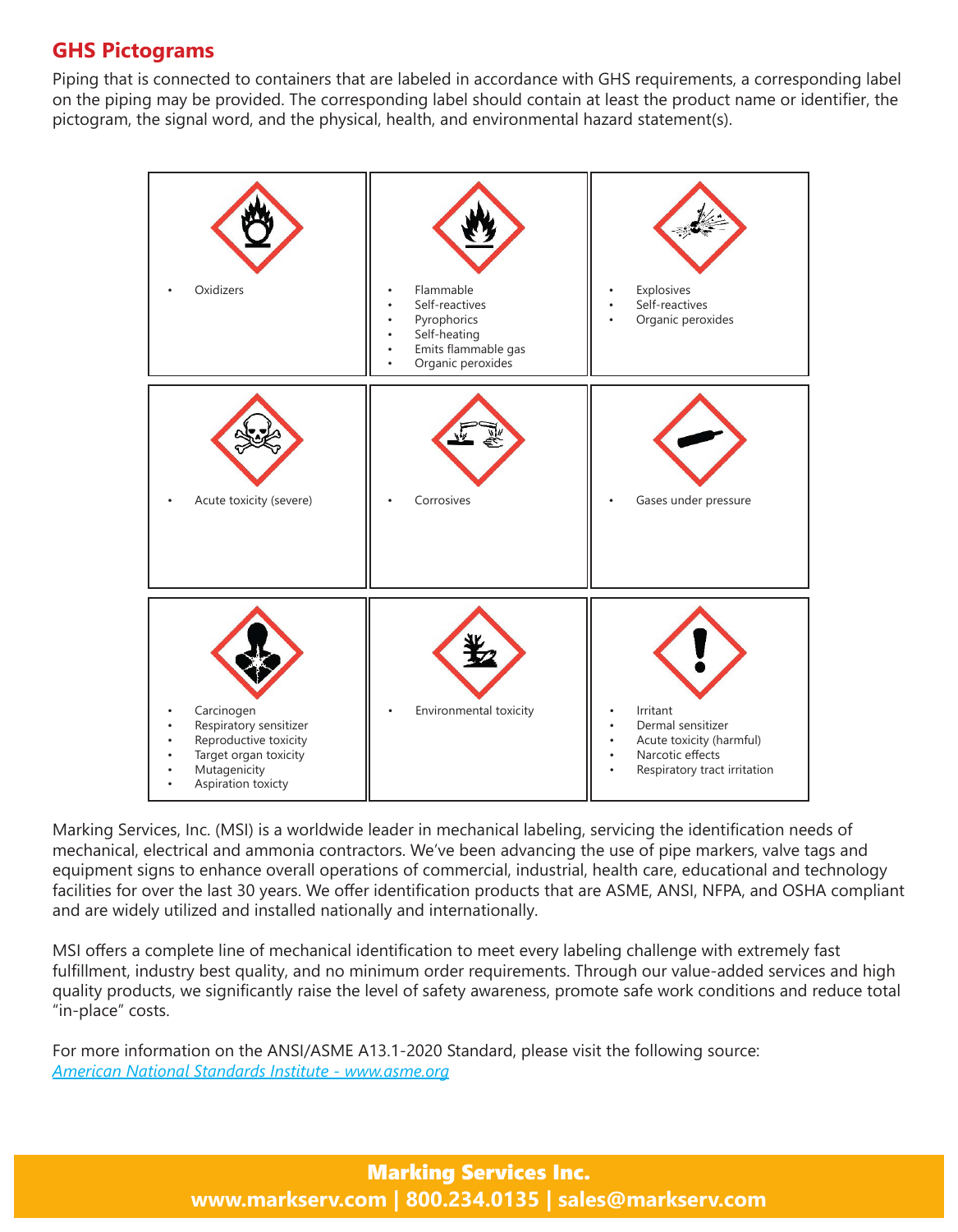## GHS Pictograms

Piping that is connected to containers that are labeled in accordance with GHS requirements, a corresponding label on the piping may be provided. The corresponding label should contain at least the product name or identifier, the pictogram, the signal word, and the physical, health, and environmental hazard statement(s).

| | | |
|---|---|---|
| • Oxidizers | • Flammable<br>• Self-reactives<br>• Pyrophorics<br>• Self-heating<br>• Emits flammable gas<br>• Organic peroxides | • Explosives<br>• Self-reactives<br>• Organic peroxides |
| • Acute toxicity (severe) | • Corrosives | • Gases under pressure |
| • Carcinogen<br>• Respiratory sensitizer<br>• Reproductive toxicity<br>• Target organ toxicity<br>• Mutagenicity<br>• Aspiration toxicty | • Environmental toxicity | • Irritant<br>• Dermal sensitizer<br>• Acute toxicity (harmful)<br>• Narcotic effects<br>• Respiratory tract irritation |

Marking Services, Inc. (MSI) is a worldwide leader in mechanical labeling, servicing the identification needs of mechanical, electrical and ammonia contractors. We've been advancing the use of pipe markers, valve tags and equipment signs to enhance overall operations of commercial, industrial, health care, educational and technology facilities for over the last 30 years. We offer identification products that are ASME, ANSI, NFPA, and OSHA compliant and are widely utilized and installed nationally and internationally.

MSI offers a complete line of mechanical identification to meet every labeling challenge with extremely fast fulfillment, industry best quality, and no minimum order requirements. Through our value-added services and high quality products, we significantly raise the level of safety awareness, promote safe work conditions and reduce total "in-place" costs.

For more information on the ANSI/ASME A13.1-2020 Standard, please visit the following source:
*American National Standards Institute - www.asme.org*

**Marking Services Inc.**
**www.markserv.com | 800.234.0135 | sales@markserv.com**